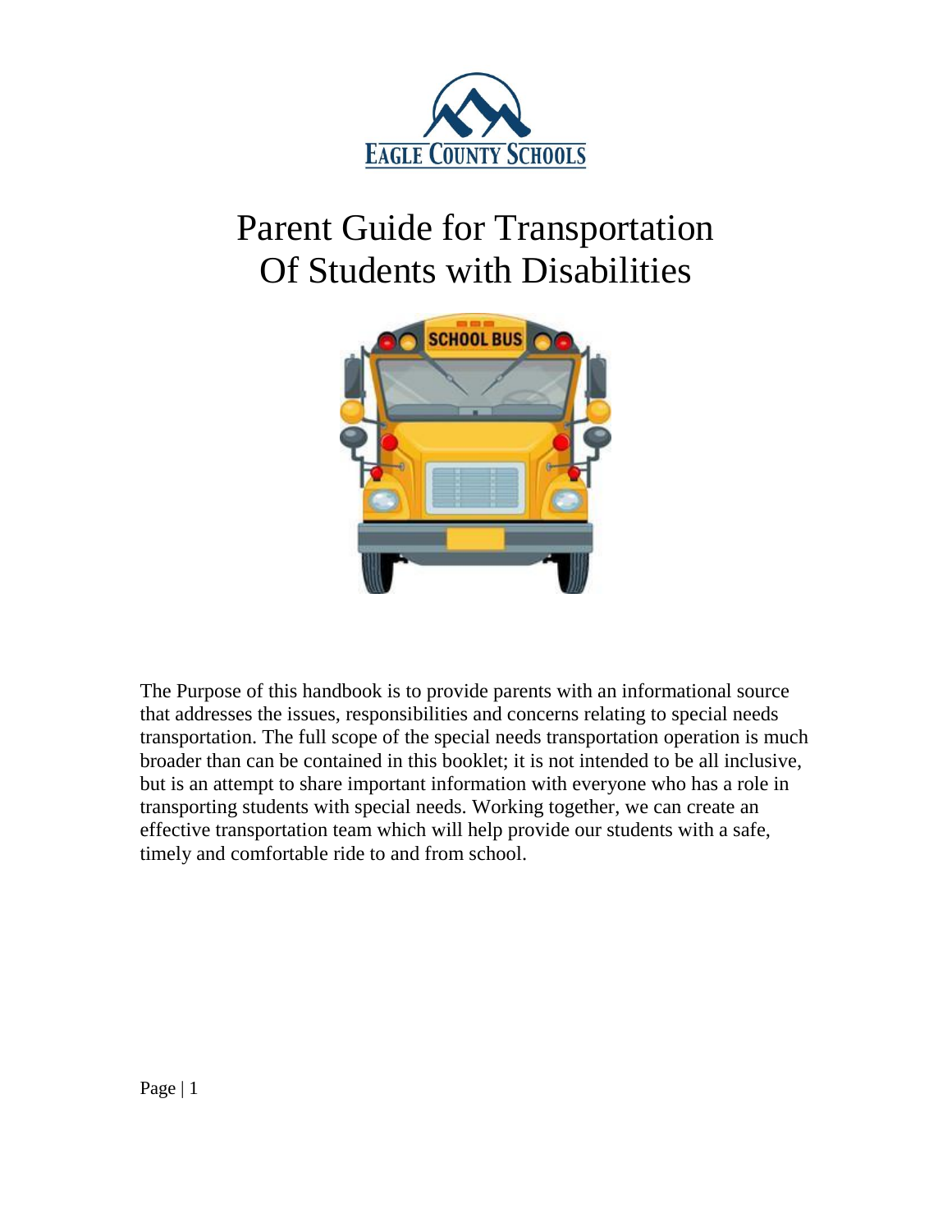EAGLE COUNTY SCHOOLS

# Parent Guide for Transportation Of Students with Disabilities

The Purpose of this handbook is to provide parents with an informational source that addresses the issues, responsibilities and concerns relating to special needs transportation. The full scope of the special needs transportation operation is much broader than can be contained in this booklet; it is not intended to be all inclusive, but is an attempt to share important information with everyone who has a role in transporting students with special needs. Working together, we can create an effective transportation team which will help provide our students with a safe, timely and comfortable ride to and from school.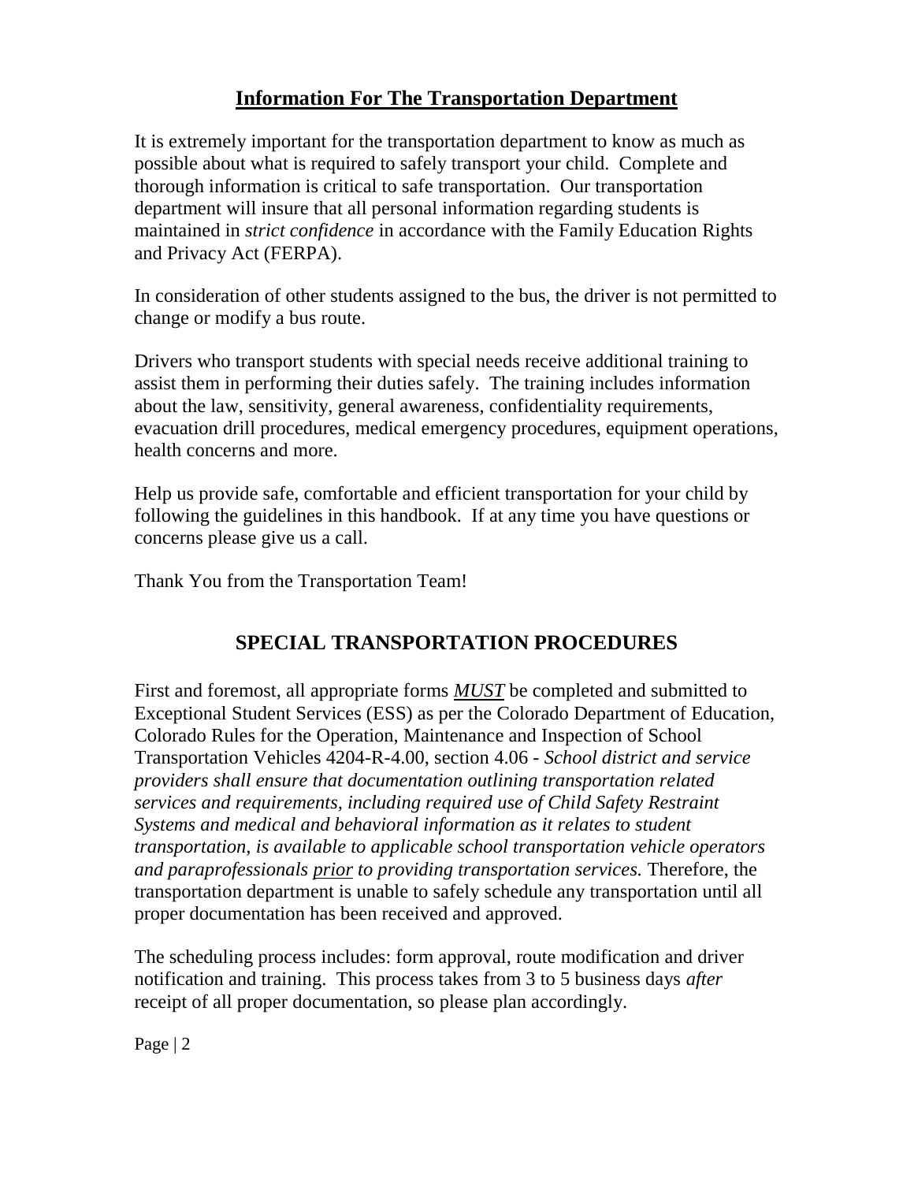## **Information For The Transportation Department**

It is extremely important for the transportation department to know as much as possible about what is required to safely transport your child. Complete and thorough information is critical to safe transportation. Our transportation department will insure that all personal information regarding students is maintained in *strict confidence* in accordance with the Family Education Rights and Privacy Act (FERPA).

In consideration of other students assigned to the bus, the driver is not permitted to change or modify a bus route.

Drivers who transport students with special needs receive additional training to assist them in performing their duties safely. The training includes information about the law, sensitivity, general awareness, confidentiality requirements, evacuation drill procedures, medical emergency procedures, equipment operations, health concerns and more.

Help us provide safe, comfortable and efficient transportation for your child by following the guidelines in this handbook. If at any time you have questions or concerns please give us a call.

Thank You from the Transportation Team!

## **SPECIAL TRANSPORTATION PROCEDURES**

First and foremost, all appropriate forms ***MUST*** be completed and submitted to Exceptional Student Services (ESS) as per the Colorado Department of Education, Colorado Rules for the Operation, Maintenance and Inspection of School Transportation Vehicles 4204-R-4.00, section 4.06 - *School district and service providers shall ensure that documentation outlining transportation related services and requirements, including required use of Child Safety Restraint Systems and medical and behavioral information as it relates to student transportation, is available to applicable school transportation vehicle operators and paraprofessionals prior to providing transportation services.* Therefore, the transportation department is unable to safely schedule any transportation until all proper documentation has been received and approved.

The scheduling process includes: form approval, route modification and driver notification and training. This process takes from 3 to 5 business days *after* receipt of all proper documentation, so please plan accordingly.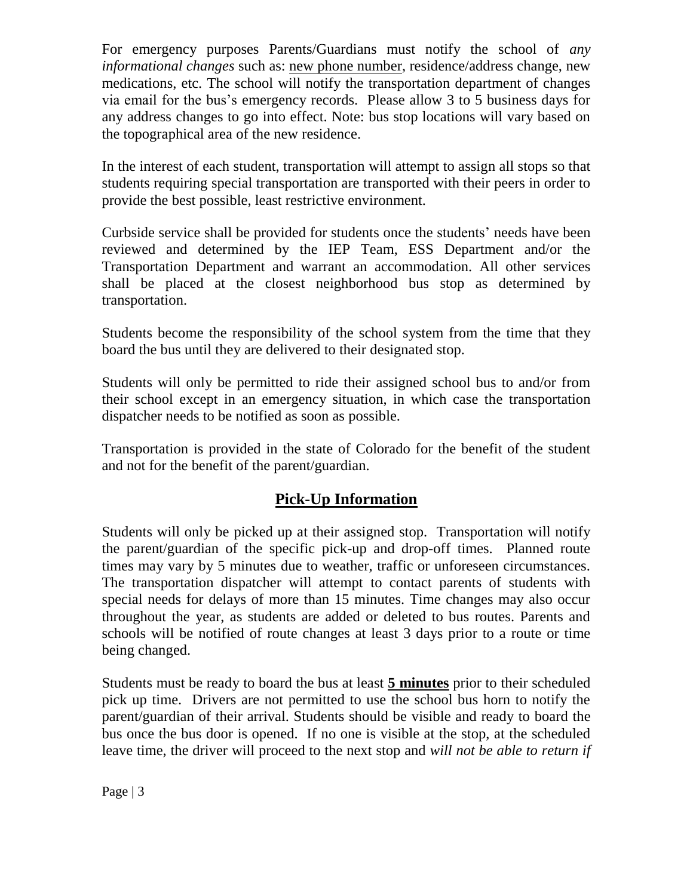For emergency purposes Parents/Guardians must notify the school of *any informational changes* such as: new phone number, residence/address change, new medications, etc. The school will notify the transportation department of changes via email for the bus's emergency records. Please allow 3 to 5 business days for any address changes to go into effect. Note: bus stop locations will vary based on the topographical area of the new residence.

In the interest of each student, transportation will attempt to assign all stops so that students requiring special transportation are transported with their peers in order to provide the best possible, least restrictive environment.

Curbside service shall be provided for students once the students' needs have been reviewed and determined by the IEP Team, ESS Department and/or the Transportation Department and warrant an accommodation. All other services shall be placed at the closest neighborhood bus stop as determined by transportation.

Students become the responsibility of the school system from the time that they board the bus until they are delivered to their designated stop.

Students will only be permitted to ride their assigned school bus to and/or from their school except in an emergency situation, in which case the transportation dispatcher needs to be notified as soon as possible.

Transportation is provided in the state of Colorado for the benefit of the student and not for the benefit of the parent/guardian.

## Pick-Up Information

Students will only be picked up at their assigned stop. Transportation will notify the parent/guardian of the specific pick-up and drop-off times. Planned route times may vary by 5 minutes due to weather, traffic or unforeseen circumstances. The transportation dispatcher will attempt to contact parents of students with special needs for delays of more than 15 minutes. Time changes may also occur throughout the year, as students are added or deleted to bus routes. Parents and schools will be notified of route changes at least 3 days prior to a route or time being changed.

Students must be ready to board the bus at least **5 minutes** prior to their scheduled pick up time. Drivers are not permitted to use the school bus horn to notify the parent/guardian of their arrival. Students should be visible and ready to board the bus once the bus door is opened. If no one is visible at the stop, at the scheduled leave time, the driver will proceed to the next stop and *will not be able to return if*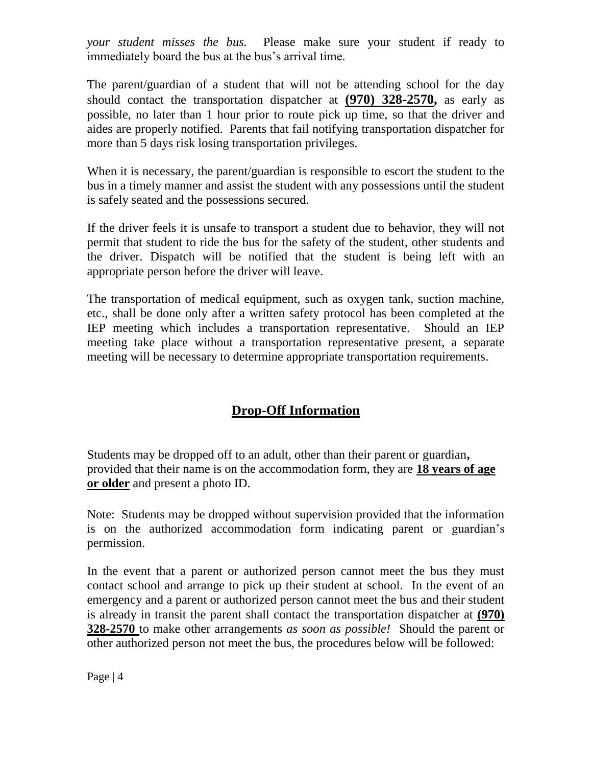*your student misses the bus.* Please make sure your student if ready to immediately board the bus at the bus's arrival time.

The parent/guardian of a student that will not be attending school for the day should contact the transportation dispatcher at **(970) 328-2570,** as early as possible, no later than 1 hour prior to route pick up time, so that the driver and aides are properly notified. Parents that fail notifying transportation dispatcher for more than 5 days risk losing transportation privileges.

When it is necessary, the parent/guardian is responsible to escort the student to the bus in a timely manner and assist the student with any possessions until the student is safely seated and the possessions secured.

If the driver feels it is unsafe to transport a student due to behavior, they will not permit that student to ride the bus for the safety of the student, other students and the driver. Dispatch will be notified that the student is being left with an appropriate person before the driver will leave.

The transportation of medical equipment, such as oxygen tank, suction machine, etc., shall be done only after a written safety protocol has been completed at the IEP meeting which includes a transportation representative. Should an IEP meeting take place without a transportation representative present, a separate meeting will be necessary to determine appropriate transportation requirements.

## Drop-Off Information

Students may be dropped off to an adult, other than their parent or guardian**,** provided that their name is on the accommodation form, they are **18 years of age or older** and present a photo ID.

Note: Students may be dropped without supervision provided that the information is on the authorized accommodation form indicating parent or guardian's permission.

In the event that a parent or authorized person cannot meet the bus they must contact school and arrange to pick up their student at school. In the event of an emergency and a parent or authorized person cannot meet the bus and their student is already in transit the parent shall contact the transportation dispatcher at **(970) 328-2570** to make other arrangements *as soon as possible!* Should the parent or other authorized person not meet the bus, the procedures below will be followed: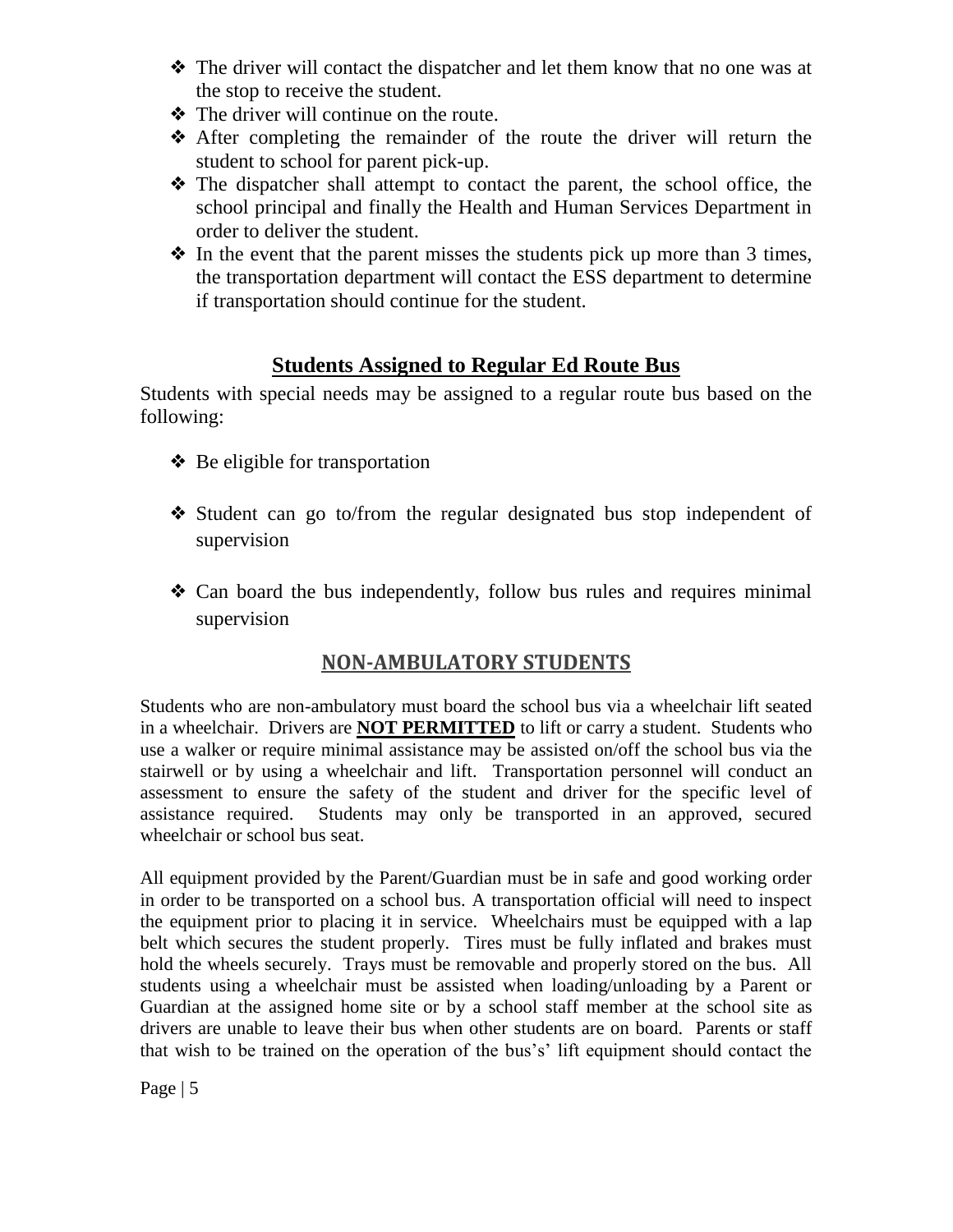- The driver will contact the dispatcher and let them know that no one was at the stop to receive the student.
- The driver will continue on the route.
- After completing the remainder of the route the driver will return the student to school for parent pick-up.
- The dispatcher shall attempt to contact the parent, the school office, the school principal and finally the Health and Human Services Department in order to deliver the student.
- In the event that the parent misses the students pick up more than 3 times, the transportation department will contact the ESS department to determine if transportation should continue for the student.

## Students Assigned to Regular Ed Route Bus

Students with special needs may be assigned to a regular route bus based on the following:

- Be eligible for transportation
- Student can go to/from the regular designated bus stop independent of supervision
- Can board the bus independently, follow bus rules and requires minimal supervision

## NON-AMBULATORY STUDENTS

Students who are non-ambulatory must board the school bus via a wheelchair lift seated in a wheelchair. Drivers are **NOT PERMITTED** to lift or carry a student. Students who use a walker or require minimal assistance may be assisted on/off the school bus via the stairwell or by using a wheelchair and lift. Transportation personnel will conduct an assessment to ensure the safety of the student and driver for the specific level of assistance required. Students may only be transported in an approved, secured wheelchair or school bus seat.

All equipment provided by the Parent/Guardian must be in safe and good working order in order to be transported on a school bus. A transportation official will need to inspect the equipment prior to placing it in service. Wheelchairs must be equipped with a lap belt which secures the student properly. Tires must be fully inflated and brakes must hold the wheels securely. Trays must be removable and properly stored on the bus. All students using a wheelchair must be assisted when loading/unloading by a Parent or Guardian at the assigned home site or by a school staff member at the school site as drivers are unable to leave their bus when other students are on board. Parents or staff that wish to be trained on the operation of the bus's' lift equipment should contact the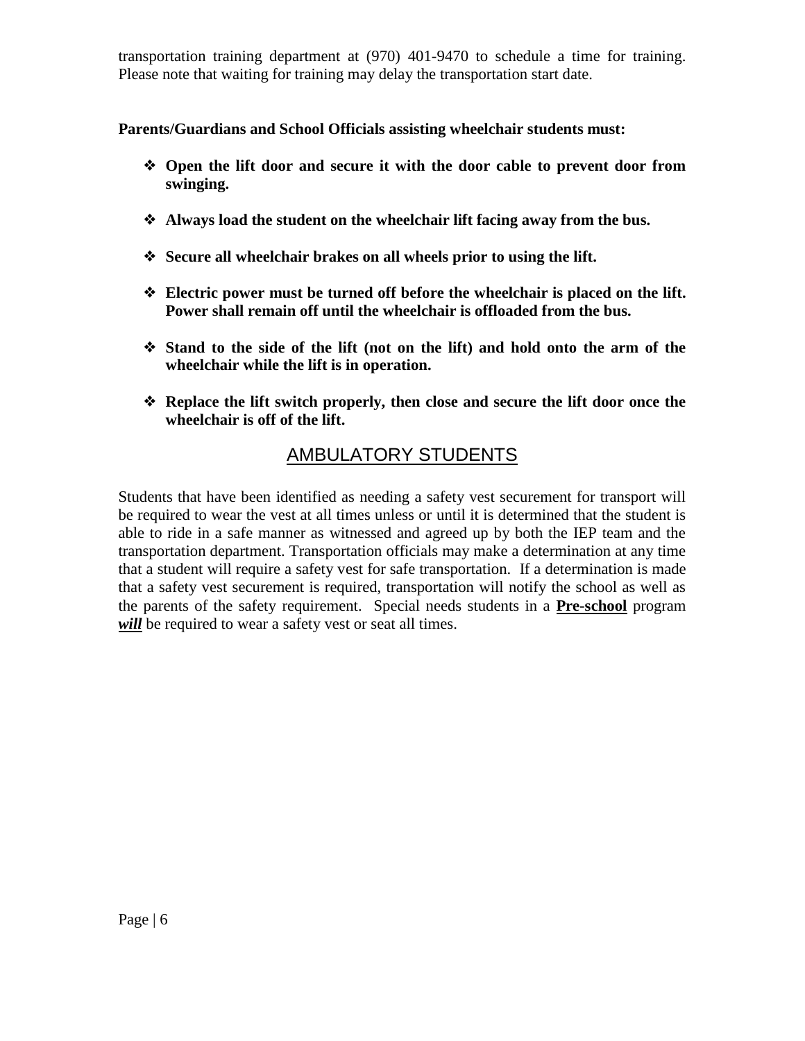transportation training department at (970) 401-9470 to schedule a time for training. Please note that waiting for training may delay the transportation start date.

**Parents/Guardians and School Officials assisting wheelchair students must:**

- **Open the lift door and secure it with the door cable to prevent door from swinging.**
- **Always load the student on the wheelchair lift facing away from the bus.**
- **Secure all wheelchair brakes on all wheels prior to using the lift.**
- **Electric power must be turned off before the wheelchair is placed on the lift. Power shall remain off until the wheelchair is offloaded from the bus.**
- **Stand to the side of the lift (not on the lift) and hold onto the arm of the wheelchair while the lift is in operation.**
- **Replace the lift switch properly, then close and secure the lift door once the wheelchair is off of the lift.**

## AMBULATORY STUDENTS

Students that have been identified as needing a safety vest securement for transport will be required to wear the vest at all times unless or until it is determined that the student is able to ride in a safe manner as witnessed and agreed up by both the IEP team and the transportation department. Transportation officials may make a determination at any time that a student will require a safety vest for safe transportation. If a determination is made that a safety vest securement is required, transportation will notify the school as well as the parents of the safety requirement. Special needs students in a **Pre-school** program ***will*** be required to wear a safety vest or seat all times.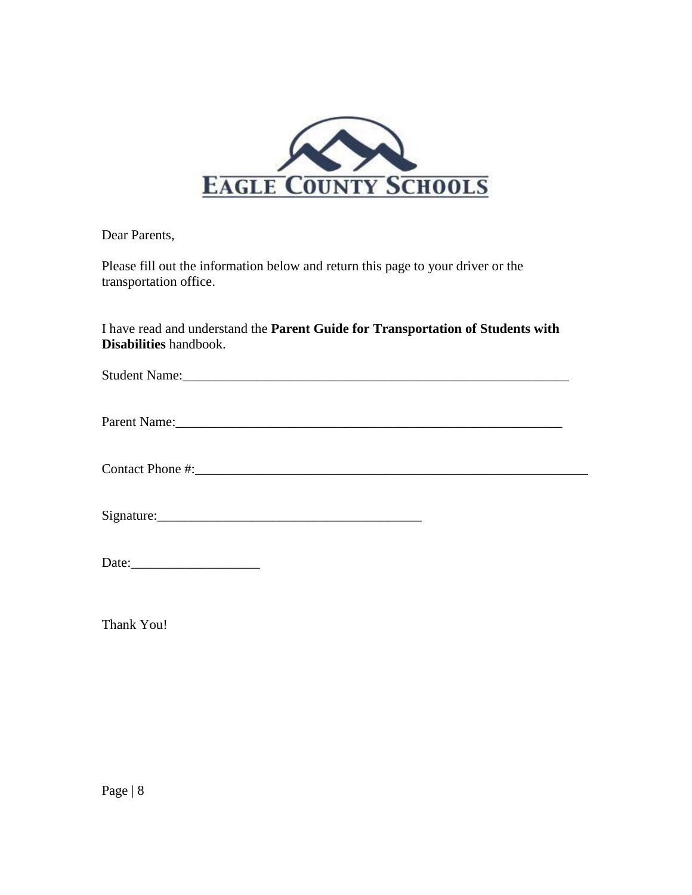EAGLE COUNTY SCHOOLS

Dear Parents,

Please fill out the information below and return this page to your driver or the transportation office.

I have read and understand the **Parent Guide for Transportation of Students with Disabilities** handbook.

Student Name:_____________________________________________________________

Parent Name:_____________________________________________________________

Contact Phone #:_____________________________________________________________

Signature:________________________________________

Date:___________________

Thank You!